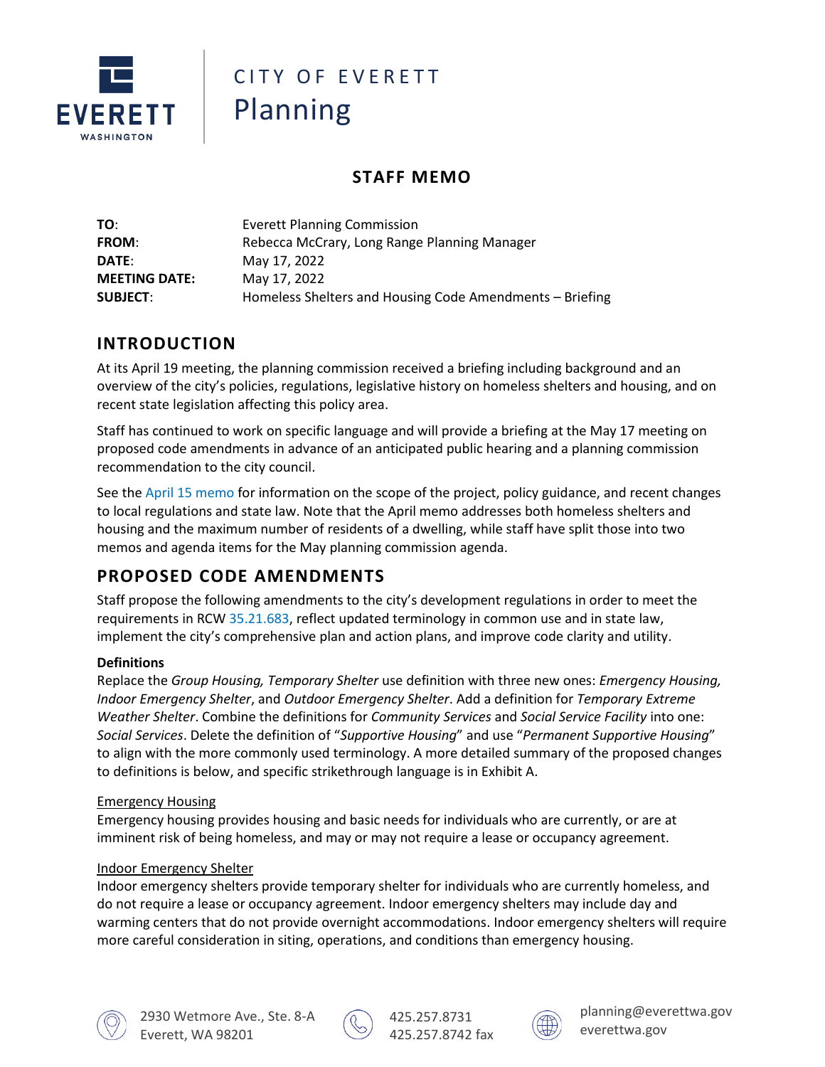CITY OF EVERETT
Planning

# STAFF MEMO

**TO**: Everett Planning Commission
**FROM**: Rebecca McCrary, Long Range Planning Manager
**DATE**: May 17, 2022
**MEETING DATE:** May 17, 2022
**SUBJECT**: Homeless Shelters and Housing Code Amendments – Briefing

## INTRODUCTION

At its April 19 meeting, the planning commission received a briefing including background and an overview of the city's policies, regulations, legislative history on homeless shelters and housing, and on recent state legislation affecting this policy area.

Staff has continued to work on specific language and will provide a briefing at the May 17 meeting on proposed code amendments in advance of an anticipated public hearing and a planning commission recommendation to the city council.

See the April 15 memo for information on the scope of the project, policy guidance, and recent changes to local regulations and state law. Note that the April memo addresses both homeless shelters and housing and the maximum number of residents of a dwelling, while staff have split those into two memos and agenda items for the May planning commission agenda.

## PROPOSED CODE AMENDMENTS

Staff propose the following amendments to the city's development regulations in order to meet the requirements in RCW 35.21.683, reflect updated terminology in common use and in state law, implement the city's comprehensive plan and action plans, and improve code clarity and utility.

**Definitions**
Replace the *Group Housing, Temporary Shelter* use definition with three new ones: *Emergency Housing, Indoor Emergency Shelter*, and *Outdoor Emergency Shelter*. Add a definition for *Temporary Extreme Weather Shelter*. Combine the definitions for *Community Services* and *Social Service Facility* into one: *Social Services*. Delete the definition of "*Supportive Housing*" and use "*Permanent Supportive Housing*" to align with the more commonly used terminology. A more detailed summary of the proposed changes to definitions is below, and specific strikethrough language is in Exhibit A.

<u>Emergency Housing</u>
Emergency housing provides housing and basic needs for individuals who are currently, or are at imminent risk of being homeless, and may or may not require a lease or occupancy agreement.

<u>Indoor Emergency Shelter</u>
Indoor emergency shelters provide temporary shelter for individuals who are currently homeless, and do not require a lease or occupancy agreement. Indoor emergency shelters may include day and warming centers that do not provide overnight accommodations. Indoor emergency shelters will require more careful consideration in siting, operations, and conditions than emergency housing.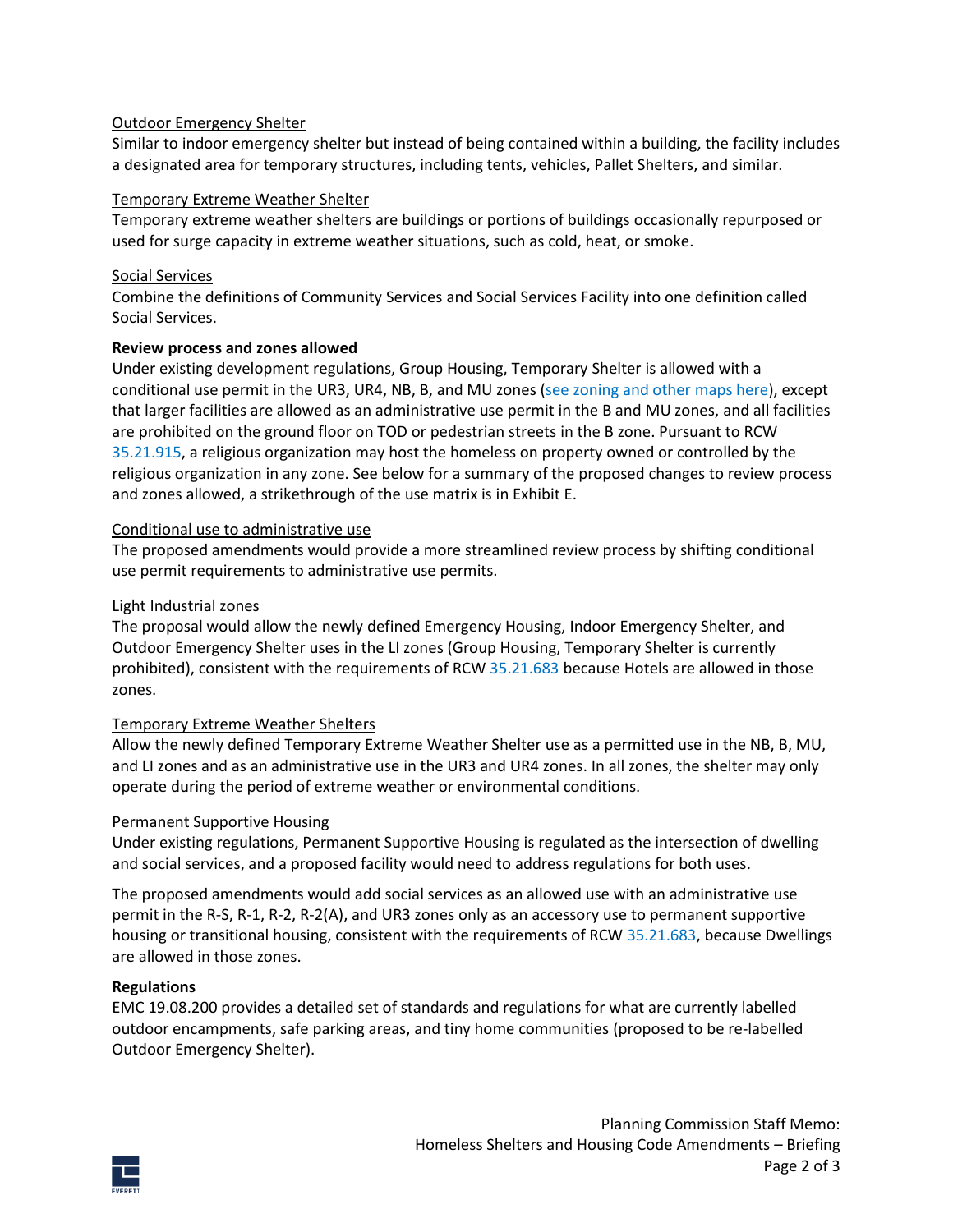Outdoor Emergency Shelter

Similar to indoor emergency shelter but instead of being contained within a building, the facility includes a designated area for temporary structures, including tents, vehicles, Pallet Shelters, and similar.

Temporary Extreme Weather Shelter

Temporary extreme weather shelters are buildings or portions of buildings occasionally repurposed or used for surge capacity in extreme weather situations, such as cold, heat, or smoke.

Social Services

Combine the definitions of Community Services and Social Services Facility into one definition called Social Services.

**Review process and zones allowed**

Under existing development regulations, Group Housing, Temporary Shelter is allowed with a conditional use permit in the UR3, UR4, NB, B, and MU zones (see zoning and other maps here), except that larger facilities are allowed as an administrative use permit in the B and MU zones, and all facilities are prohibited on the ground floor on TOD or pedestrian streets in the B zone. Pursuant to RCW 35.21.915, a religious organization may host the homeless on property owned or controlled by the religious organization in any zone. See below for a summary of the proposed changes to review process and zones allowed, a strikethrough of the use matrix is in Exhibit E.

Conditional use to administrative use

The proposed amendments would provide a more streamlined review process by shifting conditional use permit requirements to administrative use permits.

Light Industrial zones

The proposal would allow the newly defined Emergency Housing, Indoor Emergency Shelter, and Outdoor Emergency Shelter uses in the LI zones (Group Housing, Temporary Shelter is currently prohibited), consistent with the requirements of RCW 35.21.683 because Hotels are allowed in those zones.

Temporary Extreme Weather Shelters

Allow the newly defined Temporary Extreme Weather Shelter use as a permitted use in the NB, B, MU, and LI zones and as an administrative use in the UR3 and UR4 zones. In all zones, the shelter may only operate during the period of extreme weather or environmental conditions.

Permanent Supportive Housing

Under existing regulations, Permanent Supportive Housing is regulated as the intersection of dwelling and social services, and a proposed facility would need to address regulations for both uses.

The proposed amendments would add social services as an allowed use with an administrative use permit in the R-S, R-1, R-2, R-2(A), and UR3 zones only as an accessory use to permanent supportive housing or transitional housing, consistent with the requirements of RCW 35.21.683, because Dwellings are allowed in those zones.

**Regulations**

EMC 19.08.200 provides a detailed set of standards and regulations for what are currently labelled outdoor encampments, safe parking areas, and tiny home communities (proposed to be re-labelled Outdoor Emergency Shelter).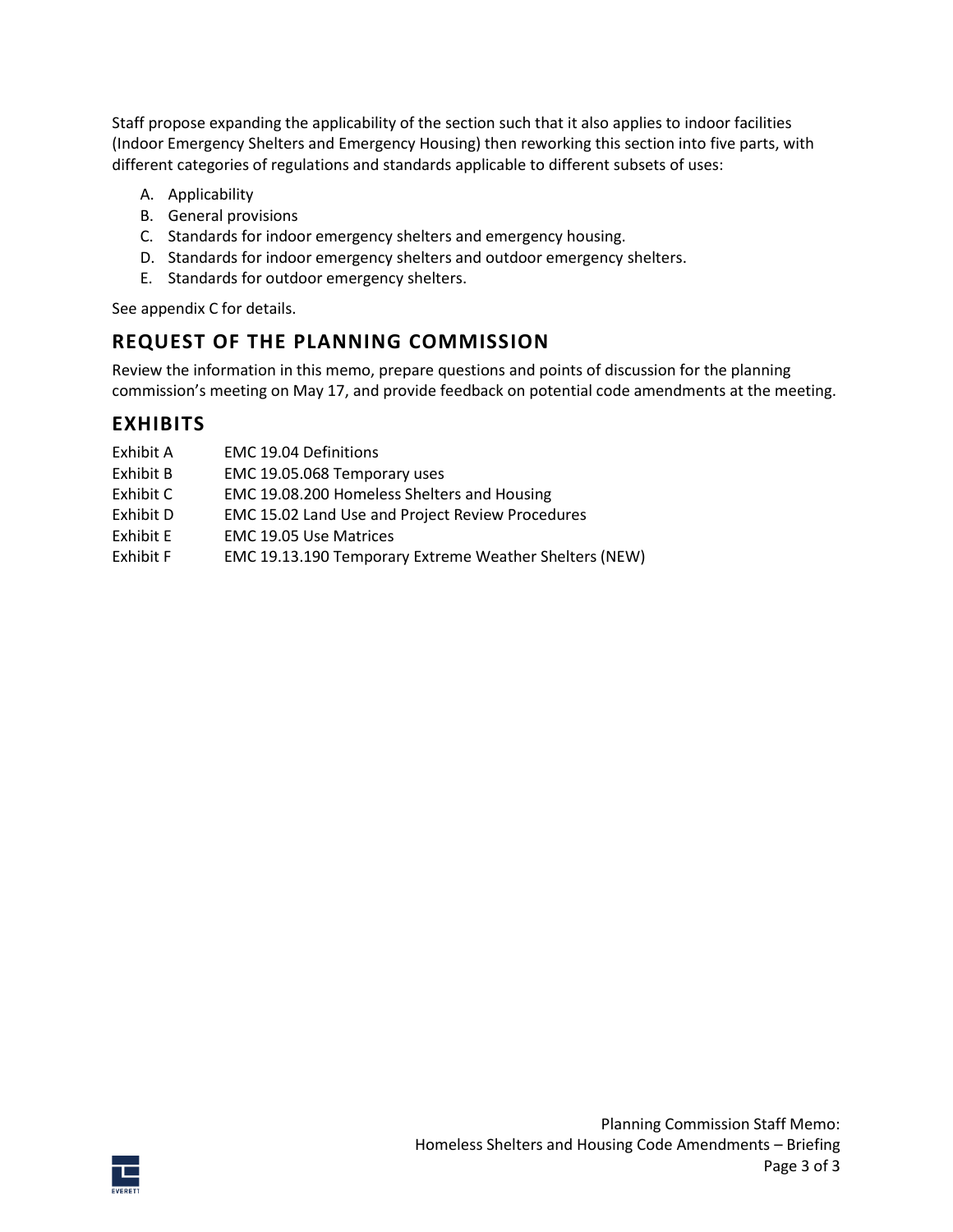Staff propose expanding the applicability of the section such that it also applies to indoor facilities (Indoor Emergency Shelters and Emergency Housing) then reworking this section into five parts, with different categories of regulations and standards applicable to different subsets of uses:

A. Applicability
B. General provisions
C. Standards for indoor emergency shelters and emergency housing.
D. Standards for indoor emergency shelters and outdoor emergency shelters.
E. Standards for outdoor emergency shelters.

See appendix C for details.

## REQUEST OF THE PLANNING COMMISSION

Review the information in this memo, prepare questions and points of discussion for the planning commission's meeting on May 17, and provide feedback on potential code amendments at the meeting.

## EXHIBITS

| | |
|---|---|
| Exhibit A | EMC 19.04 Definitions |
| Exhibit B | EMC 19.05.068 Temporary uses |
| Exhibit C | EMC 19.08.200 Homeless Shelters and Housing |
| Exhibit D | EMC 15.02 Land Use and Project Review Procedures |
| Exhibit E | EMC 19.05 Use Matrices |
| Exhibit F | EMC 19.13.190 Temporary Extreme Weather Shelters (NEW) |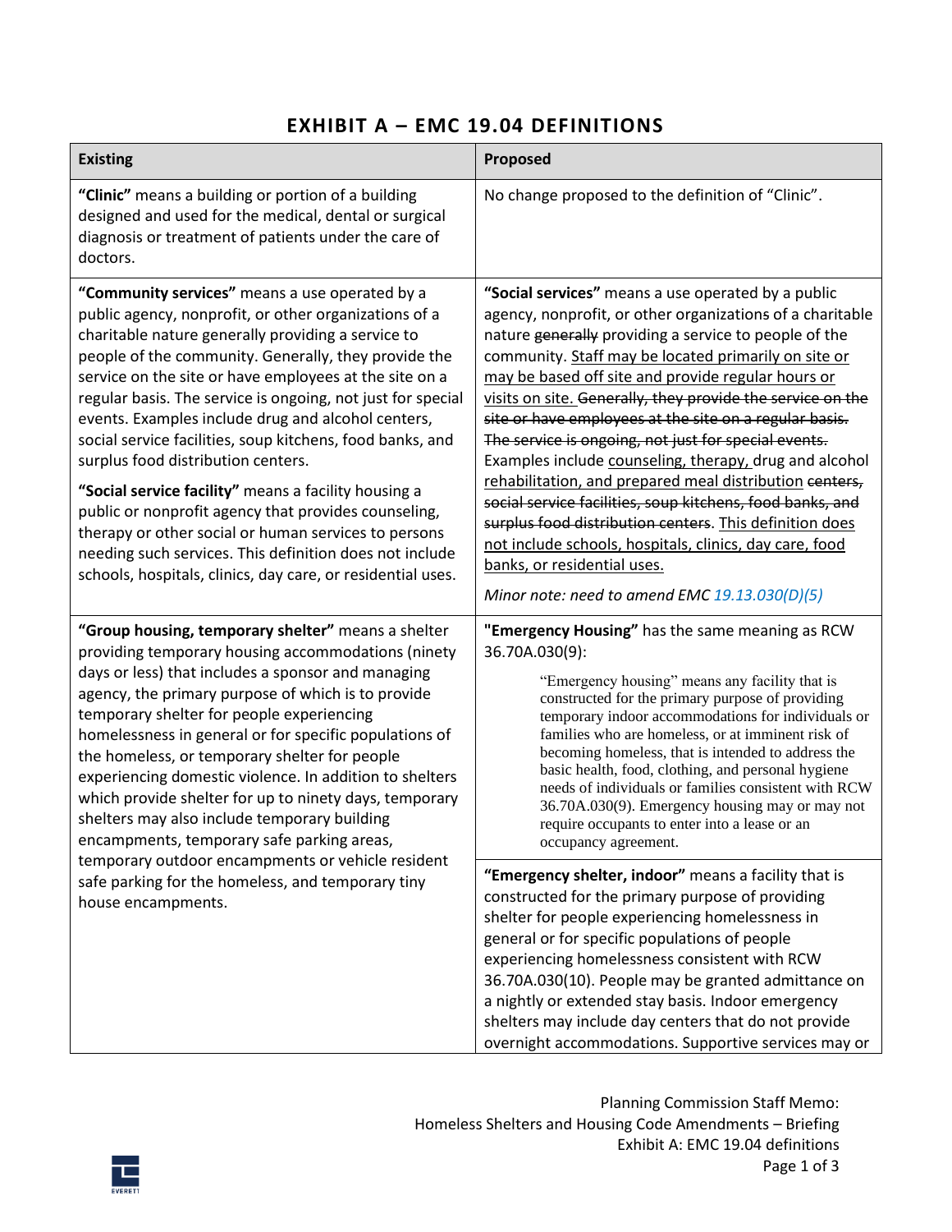# EXHIBIT A – EMC 19.04 DEFINITIONS

| Existing | Proposed |
|---|---|
| **"Clinic"** means a building or portion of a building designed and used for the medical, dental or surgical diagnosis or treatment of patients under the care of doctors. | No change proposed to the definition of "Clinic". |
| **"Community services"** means a use operated by a public agency, nonprofit, or other organizations of a charitable nature generally providing a service to people of the community. Generally, they provide the service on the site or have employees at the site on a regular basis. The service is ongoing, not just for special events. Examples include drug and alcohol centers, social service facilities, soup kitchens, food banks, and surplus food distribution centers.<br><br>**"Social service facility"** means a facility housing a public or nonprofit agency that provides counseling, therapy or other social or human services to persons needing such services. This definition does not include schools, hospitals, clinics, day care, or residential uses. | **"Social services"** means a use operated by a public agency, nonprofit, or other organizations of a charitable nature ~~generally~~ providing a service to people of the community. <u>Staff may be located primarily on site or may be based off site and provide regular hours or visits on site.</u> ~~Generally, they provide the service on the site or have employees at the site on a regular basis. The service is ongoing, not just for special events.~~ Examples include <u>counseling, therapy,</u> drug and alcohol <u>rehabilitation, and prepared meal distribution</u> ~~centers, social service facilities, soup kitchens, food banks, and surplus food distribution centers~~. <u>This definition does not include schools, hospitals, clinics, day care, food banks, or residential uses.</u><br><br>*Minor note: need to amend EMC 19.13.030(D)(5)* |
| **"Group housing, temporary shelter"** means a shelter providing temporary housing accommodations (ninety days or less) that includes a sponsor and managing agency, the primary purpose of which is to provide temporary shelter for people experiencing homelessness in general or for specific populations of the homeless, or temporary shelter for people experiencing domestic violence. In addition to shelters which provide shelter for up to ninety days, temporary shelters may also include temporary building encampments, temporary safe parking areas, temporary outdoor encampments or vehicle resident safe parking for the homeless, and temporary tiny house encampments. | **"Emergency Housing"** has the same meaning as RCW 36.70A.030(9):<br><br>"Emergency housing" means any facility that is constructed for the primary purpose of providing temporary indoor accommodations for individuals or families who are homeless, or at imminent risk of becoming homeless, that is intended to address the basic health, food, clothing, and personal hygiene needs of individuals or families consistent with RCW 36.70A.030(9). Emergency housing may or may not require occupants to enter into a lease or an occupancy agreement. |
| | **"Emergency shelter, indoor"** means a facility that is constructed for the primary purpose of providing shelter for people experiencing homelessness in general or for specific populations of people experiencing homelessness consistent with RCW 36.70A.030(10). People may be granted admittance on a nightly or extended stay basis. Indoor emergency shelters may include day centers that do not provide overnight accommodations. Supportive services may or |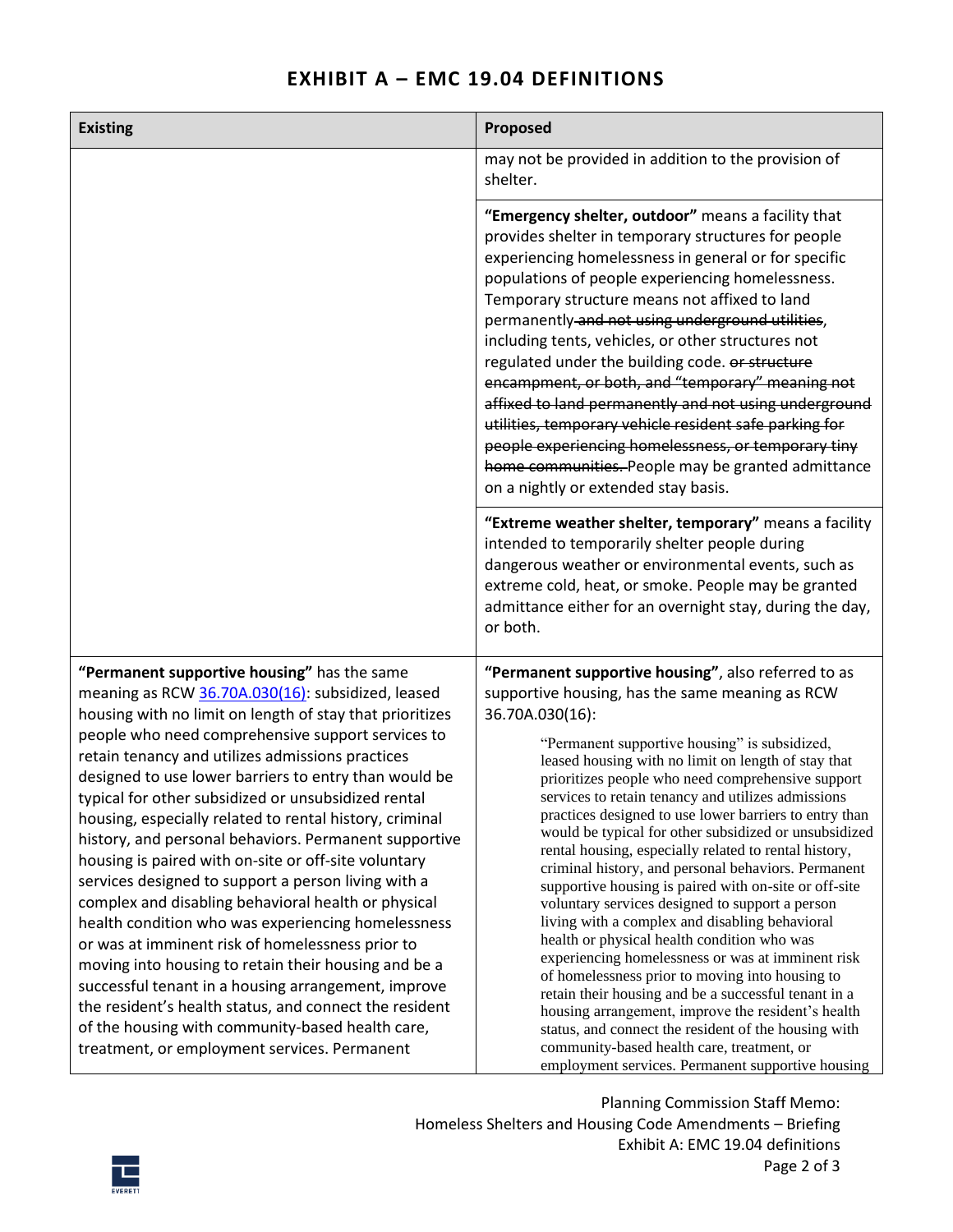# EXHIBIT A – EMC 19.04 DEFINITIONS

| Existing | Proposed |
|---|---|
| | may not be provided in addition to the provision of shelter. |
| | **"Emergency shelter, outdoor"** means a facility that provides shelter in temporary structures for people experiencing homelessness in general or for specific populations of people experiencing homelessness. Temporary structure means not affixed to land permanently ~~and not using underground utilities~~, including tents, vehicles, or other structures not regulated under the building code. ~~or structure encampment, or both, and "temporary" meaning not affixed to land permanently and not using underground utilities, temporary vehicle resident safe parking for people experiencing homelessness, or temporary tiny home communities.~~ People may be granted admittance on a nightly or extended stay basis. |
| | **"Extreme weather shelter, temporary"** means a facility intended to temporarily shelter people during dangerous weather or environmental events, such as extreme cold, heat, or smoke. People may be granted admittance either for an overnight stay, during the day, or both. |
| **"Permanent supportive housing"** has the same meaning as RCW [36.70A.030(16)](): subsidized, leased housing with no limit on length of stay that prioritizes people who need comprehensive support services to retain tenancy and utilizes admissions practices designed to use lower barriers to entry than would be typical for other subsidized or unsubsidized rental housing, especially related to rental history, criminal history, and personal behaviors. Permanent supportive housing is paired with on-site or off-site voluntary services designed to support a person living with a complex and disabling behavioral health or physical health condition who was experiencing homelessness or was at imminent risk of homelessness prior to moving into housing to retain their housing and be a successful tenant in a housing arrangement, improve the resident's health status, and connect the resident of the housing with community-based health care, treatment, or employment services. Permanent | **"Permanent supportive housing"**, also referred to as supportive housing, has the same meaning as RCW 36.70A.030(16): <br><br> "Permanent supportive housing" is subsidized, leased housing with no limit on length of stay that prioritizes people who need comprehensive support services to retain tenancy and utilizes admissions practices designed to use lower barriers to entry than would be typical for other subsidized or unsubsidized rental housing, especially related to rental history, criminal history, and personal behaviors. Permanent supportive housing is paired with on-site or off-site voluntary services designed to support a person living with a complex and disabling behavioral health or physical health condition who was experiencing homelessness or was at imminent risk of homelessness prior to moving into housing to retain their housing and be a successful tenant in a housing arrangement, improve the resident's health status, and connect the resident of the housing with community-based health care, treatment, or employment services. Permanent supportive housing |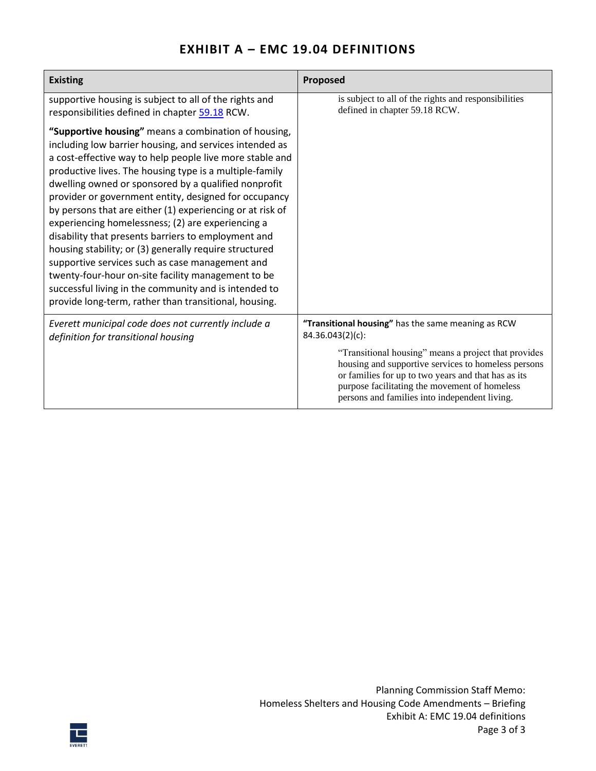# EXHIBIT A – EMC 19.04 DEFINITIONS

| Existing | Proposed |
|---|---|
| supportive housing is subject to all of the rights and responsibilities defined in chapter 59.18 RCW.<br><br>**"Supportive housing"** means a combination of housing, including low barrier housing, and services intended as a cost-effective way to help people live more stable and productive lives. The housing type is a multiple-family dwelling owned or sponsored by a qualified nonprofit provider or government entity, designed for occupancy by persons that are either (1) experiencing or at risk of experiencing homelessness; (2) are experiencing a disability that presents barriers to employment and housing stability; or (3) generally require structured supportive services such as case management and twenty-four-hour on-site facility management to be successful living in the community and is intended to provide long-term, rather than transitional, housing. | is subject to all of the rights and responsibilities defined in chapter 59.18 RCW. |
| *Everett municipal code does not currently include a definition for transitional housing* | **"Transitional housing"** has the same meaning as RCW 84.36.043(2)(c):<br><br>"Transitional housing" means a project that provides housing and supportive services to homeless persons or families for up to two years and that has as its purpose facilitating the movement of homeless persons and families into independent living. |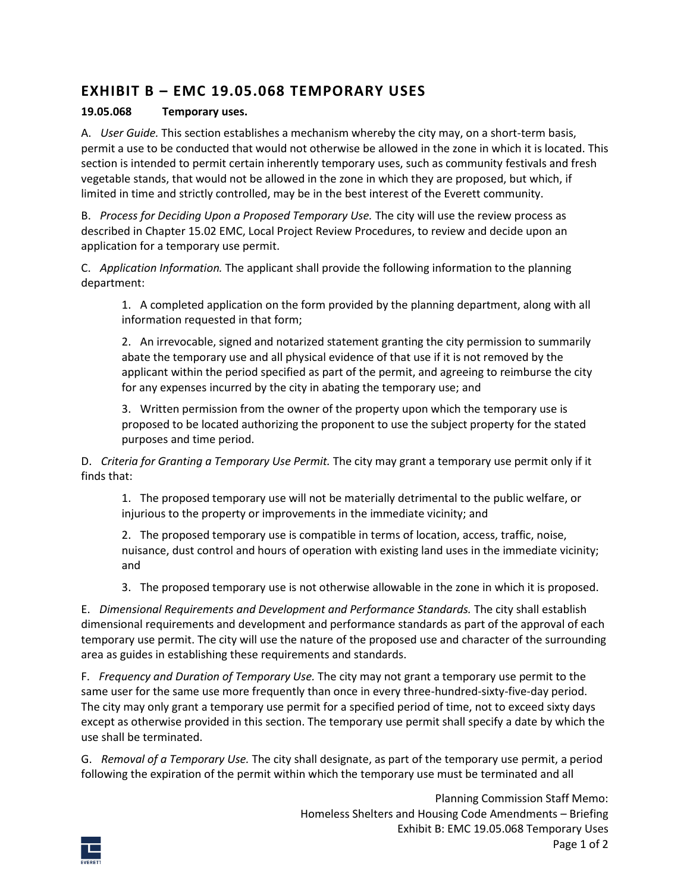## EXHIBIT B – EMC 19.05.068 TEMPORARY USES

**19.05.068 Temporary uses.**

A. *User Guide.* This section establishes a mechanism whereby the city may, on a short-term basis, permit a use to be conducted that would not otherwise be allowed in the zone in which it is located. This section is intended to permit certain inherently temporary uses, such as community festivals and fresh vegetable stands, that would not be allowed in the zone in which they are proposed, but which, if limited in time and strictly controlled, may be in the best interest of the Everett community.

B. *Process for Deciding Upon a Proposed Temporary Use.* The city will use the review process as described in Chapter 15.02 EMC, Local Project Review Procedures, to review and decide upon an application for a temporary use permit.

C. *Application Information.* The applicant shall provide the following information to the planning department:

1. A completed application on the form provided by the planning department, along with all information requested in that form;

2. An irrevocable, signed and notarized statement granting the city permission to summarily abate the temporary use and all physical evidence of that use if it is not removed by the applicant within the period specified as part of the permit, and agreeing to reimburse the city for any expenses incurred by the city in abating the temporary use; and

3. Written permission from the owner of the property upon which the temporary use is proposed to be located authorizing the proponent to use the subject property for the stated purposes and time period.

D. *Criteria for Granting a Temporary Use Permit.* The city may grant a temporary use permit only if it finds that:

1. The proposed temporary use will not be materially detrimental to the public welfare, or injurious to the property or improvements in the immediate vicinity; and

2. The proposed temporary use is compatible in terms of location, access, traffic, noise, nuisance, dust control and hours of operation with existing land uses in the immediate vicinity; and

3. The proposed temporary use is not otherwise allowable in the zone in which it is proposed.

E. *Dimensional Requirements and Development and Performance Standards.* The city shall establish dimensional requirements and development and performance standards as part of the approval of each temporary use permit. The city will use the nature of the proposed use and character of the surrounding area as guides in establishing these requirements and standards.

F. *Frequency and Duration of Temporary Use.* The city may not grant a temporary use permit to the same user for the same use more frequently than once in every three-hundred-sixty-five-day period. The city may only grant a temporary use permit for a specified period of time, not to exceed sixty days except as otherwise provided in this section. The temporary use permit shall specify a date by which the use shall be terminated.

G. *Removal of a Temporary Use.* The city shall designate, as part of the temporary use permit, a period following the expiration of the permit within which the temporary use must be terminated and all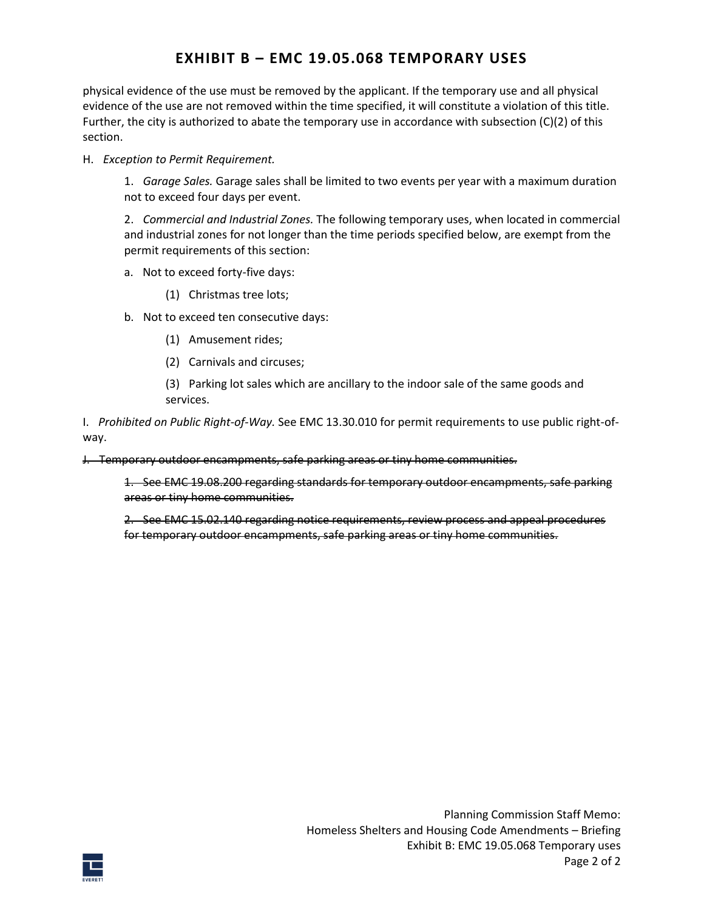# EXHIBIT B – EMC 19.05.068 TEMPORARY USES

physical evidence of the use must be removed by the applicant. If the temporary use and all physical evidence of the use are not removed within the time specified, it will constitute a violation of this title. Further, the city is authorized to abate the temporary use in accordance with subsection (C)(2) of this section.

H. *Exception to Permit Requirement.*

1. *Garage Sales.* Garage sales shall be limited to two events per year with a maximum duration not to exceed four days per event.

2. *Commercial and Industrial Zones.* The following temporary uses, when located in commercial and industrial zones for not longer than the time periods specified below, are exempt from the permit requirements of this section:

a. Not to exceed forty-five days:

(1) Christmas tree lots;

b. Not to exceed ten consecutive days:

(1) Amusement rides;

(2) Carnivals and circuses;

(3) Parking lot sales which are ancillary to the indoor sale of the same goods and services.

I. *Prohibited on Public Right-of-Way.* See EMC 13.30.010 for permit requirements to use public right-of-way.

~~J. Temporary outdoor encampments, safe parking areas or tiny home communities.~~

~~1. See EMC 19.08.200 regarding standards for temporary outdoor encampments, safe parking areas or tiny home communities.~~

~~2. See EMC 15.02.140 regarding notice requirements, review process and appeal procedures for temporary outdoor encampments, safe parking areas or tiny home communities.~~

Planning Commission Staff Memo:
Homeless Shelters and Housing Code Amendments – Briefing
Exhibit B: EMC 19.05.068 Temporary uses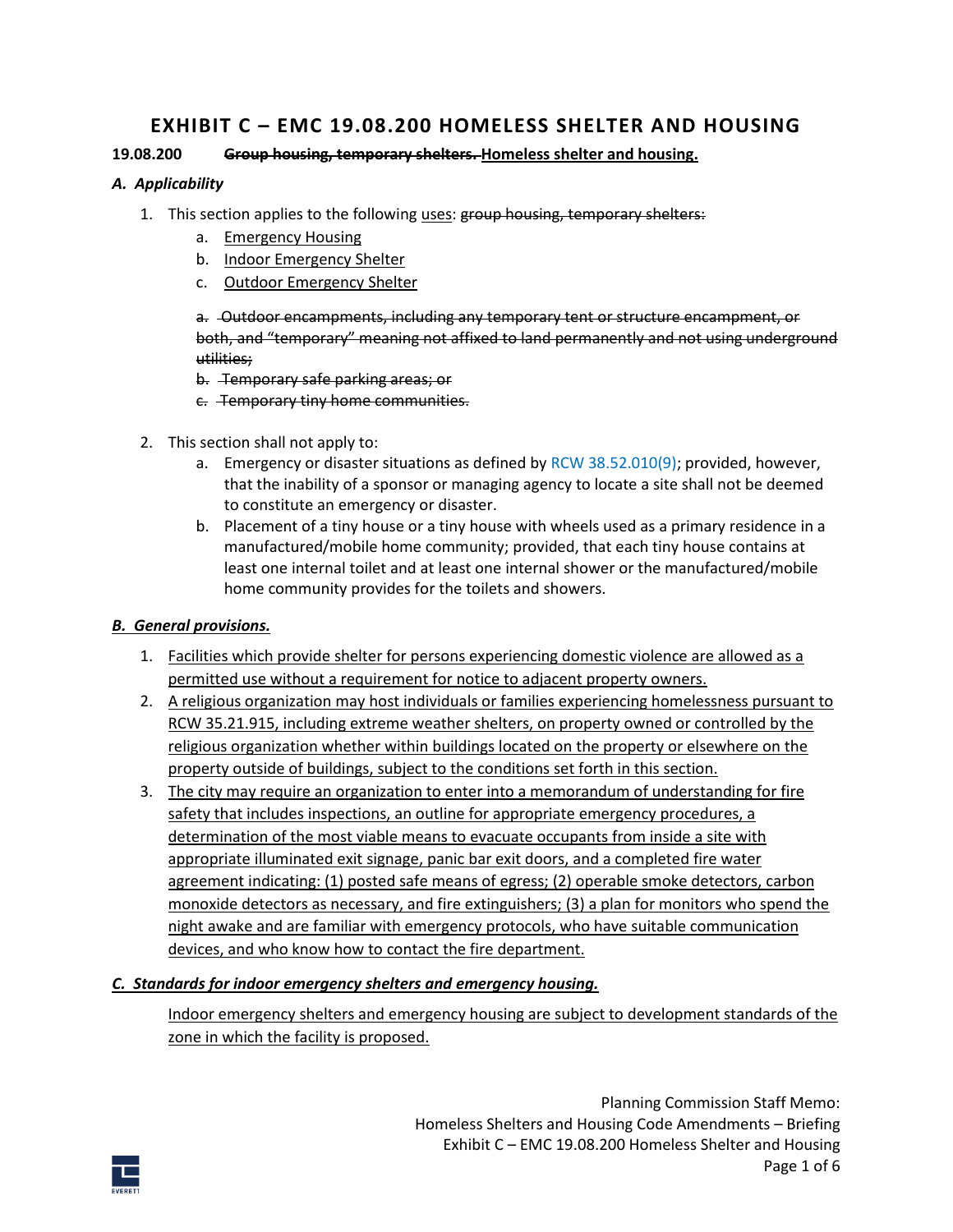# EXHIBIT C – EMC 19.08.200 HOMELESS SHELTER AND HOUSING

**19.08.200 ~~Group housing, temporary shelters.~~ <u>Homeless shelter and housing.</u>**

***A. Applicability***

1. This section applies to the following <u>uses</u>: ~~group housing, temporary shelters:~~
   a. <u>Emergency Housing</u>
   b. <u>Indoor Emergency Shelter</u>
   c. <u>Outdoor Emergency Shelter</u>

   ~~a. Outdoor encampments, including any temporary tent or structure encampment, or both, and "temporary" meaning not affixed to land permanently and not using underground utilities;~~
   ~~b. Temporary safe parking areas; or~~
   ~~c. Temporary tiny home communities.~~

2. This section shall not apply to:
   a. Emergency or disaster situations as defined by RCW 38.52.010(9); provided, however, that the inability of a sponsor or managing agency to locate a site shall not be deemed to constitute an emergency or disaster.
   b. Placement of a tiny house or a tiny house with wheels used as a primary residence in a manufactured/mobile home community; provided, that each tiny house contains at least one internal toilet and at least one internal shower or the manufactured/mobile home community provides for the toilets and showers.

***<u>B. General provisions.</u>***

1. <u>Facilities which provide shelter for persons experiencing domestic violence are allowed as a permitted use without a requirement for notice to adjacent property owners.</u>
2. <u>A religious organization may host individuals or families experiencing homelessness pursuant to RCW 35.21.915, including extreme weather shelters, on property owned or controlled by the religious organization whether within buildings located on the property or elsewhere on the property outside of buildings, subject to the conditions set forth in this section.</u>
3. <u>The city may require an organization to enter into a memorandum of understanding for fire safety that includes inspections, an outline for appropriate emergency procedures, a determination of the most viable means to evacuate occupants from inside a site with appropriate illuminated exit signage, panic bar exit doors, and a completed fire water agreement indicating: (1) posted safe means of egress; (2) operable smoke detectors, carbon monoxide detectors as necessary, and fire extinguishers; (3) a plan for monitors who spend the night awake and are familiar with emergency protocols, who have suitable communication devices, and who know how to contact the fire department.</u>

***<u>C. Standards for indoor emergency shelters and emergency housing.</u>***

<u>Indoor emergency shelters and emergency housing are subject to development standards of the zone in which the facility is proposed.</u>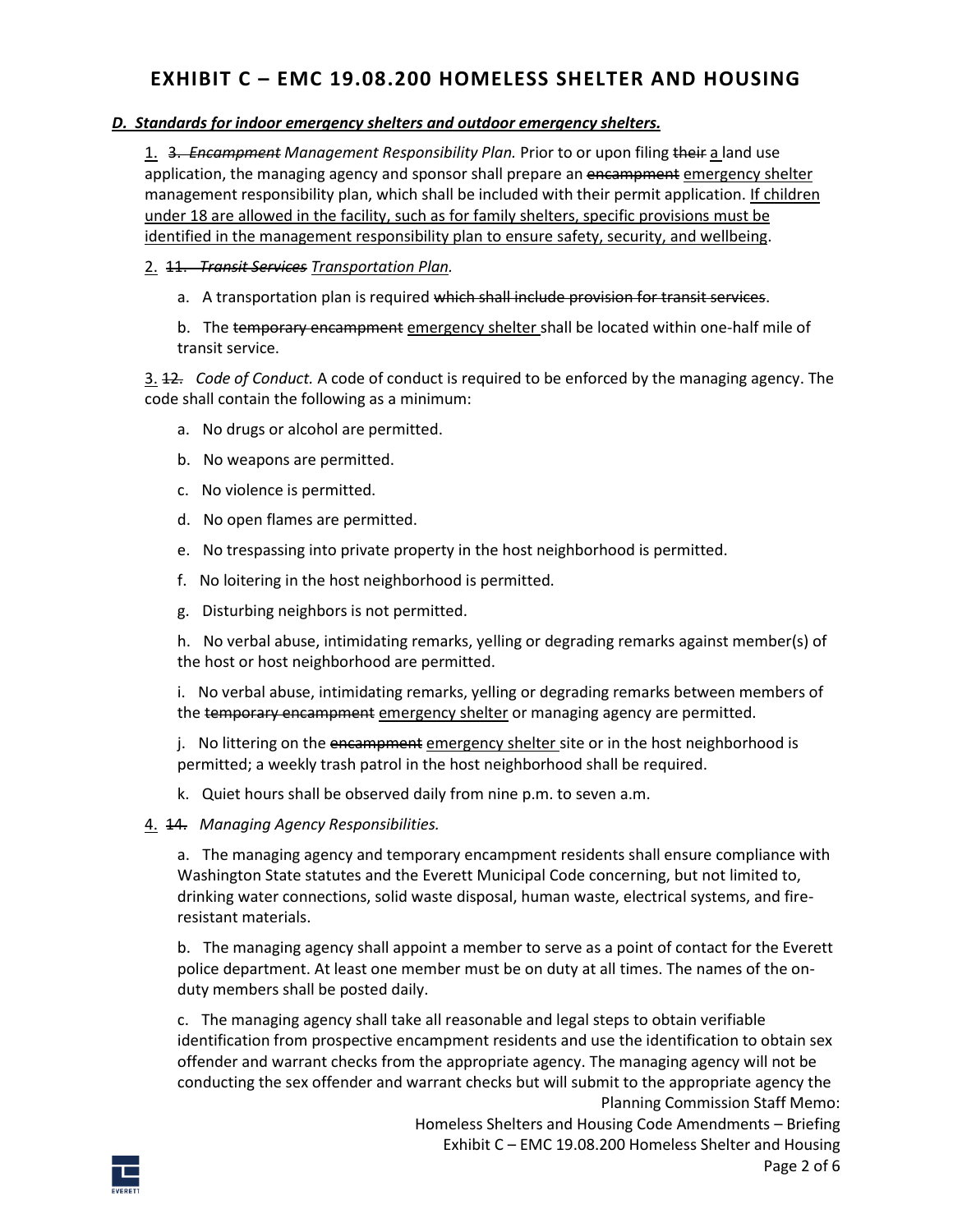# EXHIBIT C – EMC 19.08.200 HOMELESS SHELTER AND HOUSING

***D. Standards for indoor emergency shelters and outdoor emergency shelters.***

1. ~~3. *Encampment*~~ *Management Responsibility Plan.* Prior to or upon filing ~~their~~ a land use application, the managing agency and sponsor shall prepare an ~~encampment~~ emergency shelter management responsibility plan, which shall be included with their permit application. If children under 18 are allowed in the facility, such as for family shelters, specific provisions must be identified in the management responsibility plan to ensure safety, security, and wellbeing.

2. ~~11. *Transit Services*~~ *Transportation Plan.*

   a. A transportation plan is required ~~which shall include provision for transit services~~.

   b. The ~~temporary encampment~~ emergency shelter shall be located within one-half mile of transit service.

3. ~~12.~~ *Code of Conduct.* A code of conduct is required to be enforced by the managing agency. The code shall contain the following as a minimum:

   a. No drugs or alcohol are permitted.

   b. No weapons are permitted.

   c. No violence is permitted.

   d. No open flames are permitted.

   e. No trespassing into private property in the host neighborhood is permitted.

   f. No loitering in the host neighborhood is permitted.

   g. Disturbing neighbors is not permitted.

   h. No verbal abuse, intimidating remarks, yelling or degrading remarks against member(s) of the host or host neighborhood are permitted.

   i. No verbal abuse, intimidating remarks, yelling or degrading remarks between members of the ~~temporary encampment~~ emergency shelter or managing agency are permitted.

   j. No littering on the ~~encampment~~ emergency shelter site or in the host neighborhood is permitted; a weekly trash patrol in the host neighborhood shall be required.

   k. Quiet hours shall be observed daily from nine p.m. to seven a.m.

4. ~~14.~~ *Managing Agency Responsibilities.*

   a. The managing agency and temporary encampment residents shall ensure compliance with Washington State statutes and the Everett Municipal Code concerning, but not limited to, drinking water connections, solid waste disposal, human waste, electrical systems, and fire-resistant materials.

   b. The managing agency shall appoint a member to serve as a point of contact for the Everett police department. At least one member must be on duty at all times. The names of the on-duty members shall be posted daily.

   c. The managing agency shall take all reasonable and legal steps to obtain verifiable identification from prospective encampment residents and use the identification to obtain sex offender and warrant checks from the appropriate agency. The managing agency will not be conducting the sex offender and warrant checks but will submit to the appropriate agency the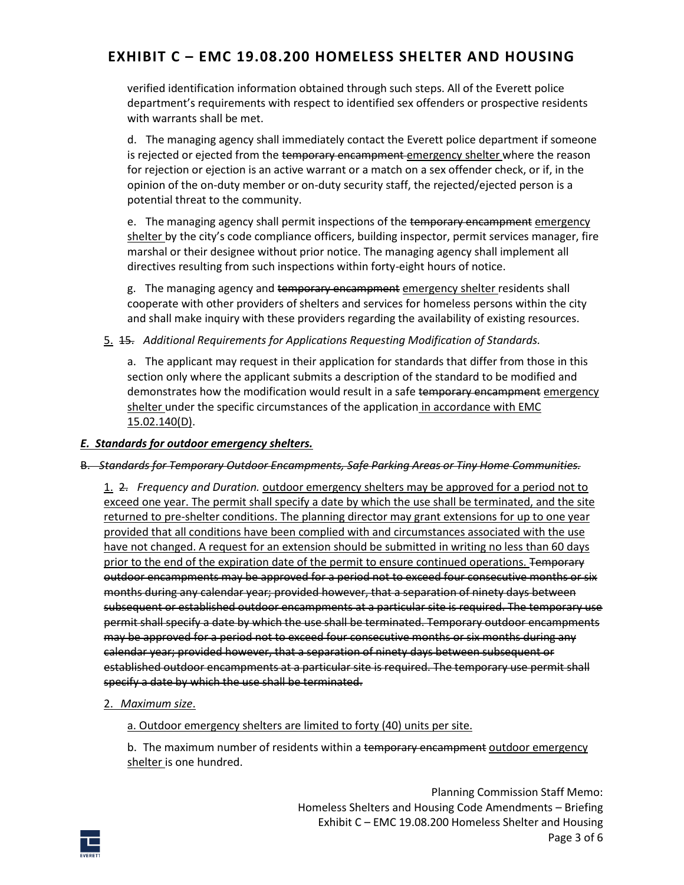verified identification information obtained through such steps. All of the Everett police department's requirements with respect to identified sex offenders or prospective residents with warrants shall be met.

d. The managing agency shall immediately contact the Everett police department if someone is rejected or ejected from the ~~temporary encampment~~ <u>emergency shelter</u> where the reason for rejection or ejection is an active warrant or a match on a sex offender check, or if, in the opinion of the on-duty member or on-duty security staff, the rejected/ejected person is a potential threat to the community.

e. The managing agency shall permit inspections of the ~~temporary encampment~~ <u>emergency shelter</u> by the city's code compliance officers, building inspector, permit services manager, fire marshal or their designee without prior notice. The managing agency shall implement all directives resulting from such inspections within forty-eight hours of notice.

g. The managing agency and ~~temporary encampment~~ <u>emergency shelter</u> residents shall cooperate with other providers of shelters and services for homeless persons within the city and shall make inquiry with these providers regarding the availability of existing resources.

<u>5.</u> ~~15.~~ *Additional Requirements for Applications Requesting Modification of Standards.*

a. The applicant may request in their application for standards that differ from those in this section only where the applicant submits a description of the standard to be modified and demonstrates how the modification would result in a safe ~~temporary encampment~~ <u>emergency shelter</u> under the specific circumstances of the application <u>in accordance with EMC 15.02.140(D)</u>.

***<u>E. Standards for outdoor emergency shelters.</u>***

~~B. *Standards for Temporary Outdoor Encampments, Safe Parking Areas or Tiny Home Communities.*~~

<u>1.</u> ~~2.~~ *Frequency and Duration.* <u>outdoor emergency shelters may be approved for a period not to exceed one year. The permit shall specify a date by which the use shall be terminated, and the site returned to pre-shelter conditions. The planning director may grant extensions for up to one year provided that all conditions have been complied with and circumstances associated with the use have not changed. A request for an extension should be submitted in writing no less than 60 days prior to the end of the expiration date of the permit to ensure continued operations.</u> ~~Temporary outdoor encampments may be approved for a period not to exceed four consecutive months or six months during any calendar year; provided however, that a separation of ninety days between subsequent or established outdoor encampments at a particular site is required. The temporary use permit shall specify a date by which the use shall be terminated. Temporary outdoor encampments may be approved for a period not to exceed four consecutive months or six months during any calendar year; provided however, that a separation of ninety days between subsequent or established outdoor encampments at a particular site is required. The temporary use permit shall specify a date by which the use shall be terminated.~~

<u>2. *Maximum size*.</u>

<u>a. Outdoor emergency shelters are limited to forty (40) units per site.</u>

b. The maximum number of residents within a ~~temporary encampment~~ <u>outdoor emergency shelter</u> is one hundred.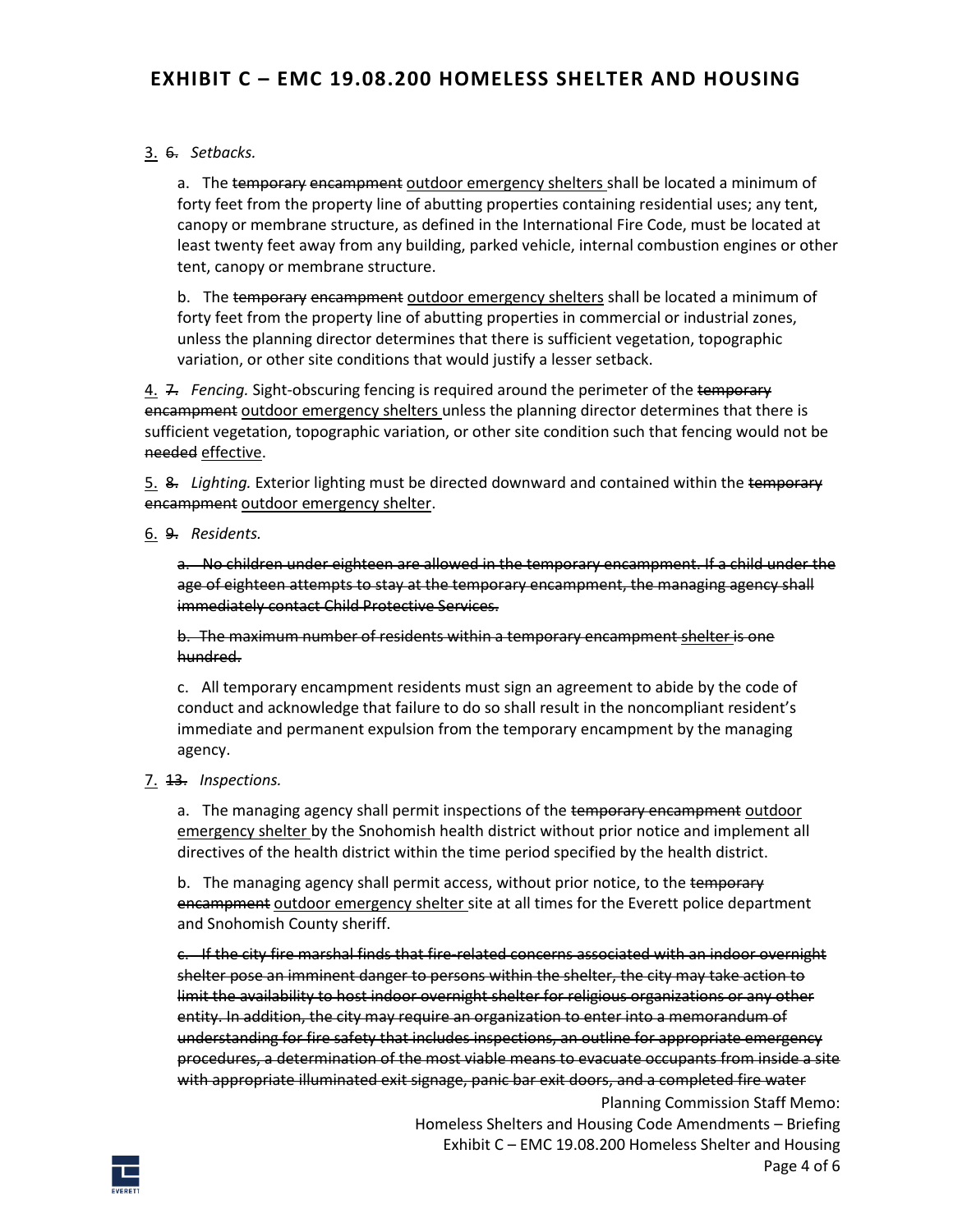3. ~~6.~~ *Setbacks.*

a. The ~~temporary encampment~~ <u>outdoor emergency shelters</u> shall be located a minimum of forty feet from the property line of abutting properties containing residential uses; any tent, canopy or membrane structure, as defined in the International Fire Code, must be located at least twenty feet away from any building, parked vehicle, internal combustion engines or other tent, canopy or membrane structure.

b. The ~~temporary encampment~~ <u>outdoor emergency shelters</u> shall be located a minimum of forty feet from the property line of abutting properties in commercial or industrial zones, unless the planning director determines that there is sufficient vegetation, topographic variation, or other site conditions that would justify a lesser setback.

4. ~~7.~~ *Fencing.* Sight-obscuring fencing is required around the perimeter of the ~~temporary encampment~~ <u>outdoor emergency shelters</u> unless the planning director determines that there is sufficient vegetation, topographic variation, or other site condition such that fencing would not be ~~needed~~ <u>effective</u>.

5. ~~8.~~ *Lighting.* Exterior lighting must be directed downward and contained within the ~~temporary encampment~~ <u>outdoor emergency shelter</u>.

6. ~~9.~~ *Residents.*

~~a. No children under eighteen are allowed in the temporary encampment. If a child under the age of eighteen attempts to stay at the temporary encampment, the managing agency shall immediately contact Child Protective Services.~~

~~b. The maximum number of residents within a temporary encampment <u>shelter</u> is one hundred.~~

c. All temporary encampment residents must sign an agreement to abide by the code of conduct and acknowledge that failure to do so shall result in the noncompliant resident's immediate and permanent expulsion from the temporary encampment by the managing agency.

7. ~~13.~~ *Inspections.*

a. The managing agency shall permit inspections of the ~~temporary encampment~~ <u>outdoor emergency shelter</u> by the Snohomish health district without prior notice and implement all directives of the health district within the time period specified by the health district.

b. The managing agency shall permit access, without prior notice, to the ~~temporary encampment~~ <u>outdoor emergency shelter</u> site at all times for the Everett police department and Snohomish County sheriff.

~~c. If the city fire marshal finds that fire-related concerns associated with an indoor overnight shelter pose an imminent danger to persons within the shelter, the city may take action to limit the availability to host indoor overnight shelter for religious organizations or any other entity. In addition, the city may require an organization to enter into a memorandum of understanding for fire safety that includes inspections, an outline for appropriate emergency procedures, a determination of the most viable means to evacuate occupants from inside a site with appropriate illuminated exit signage, panic bar exit doors, and a completed fire water~~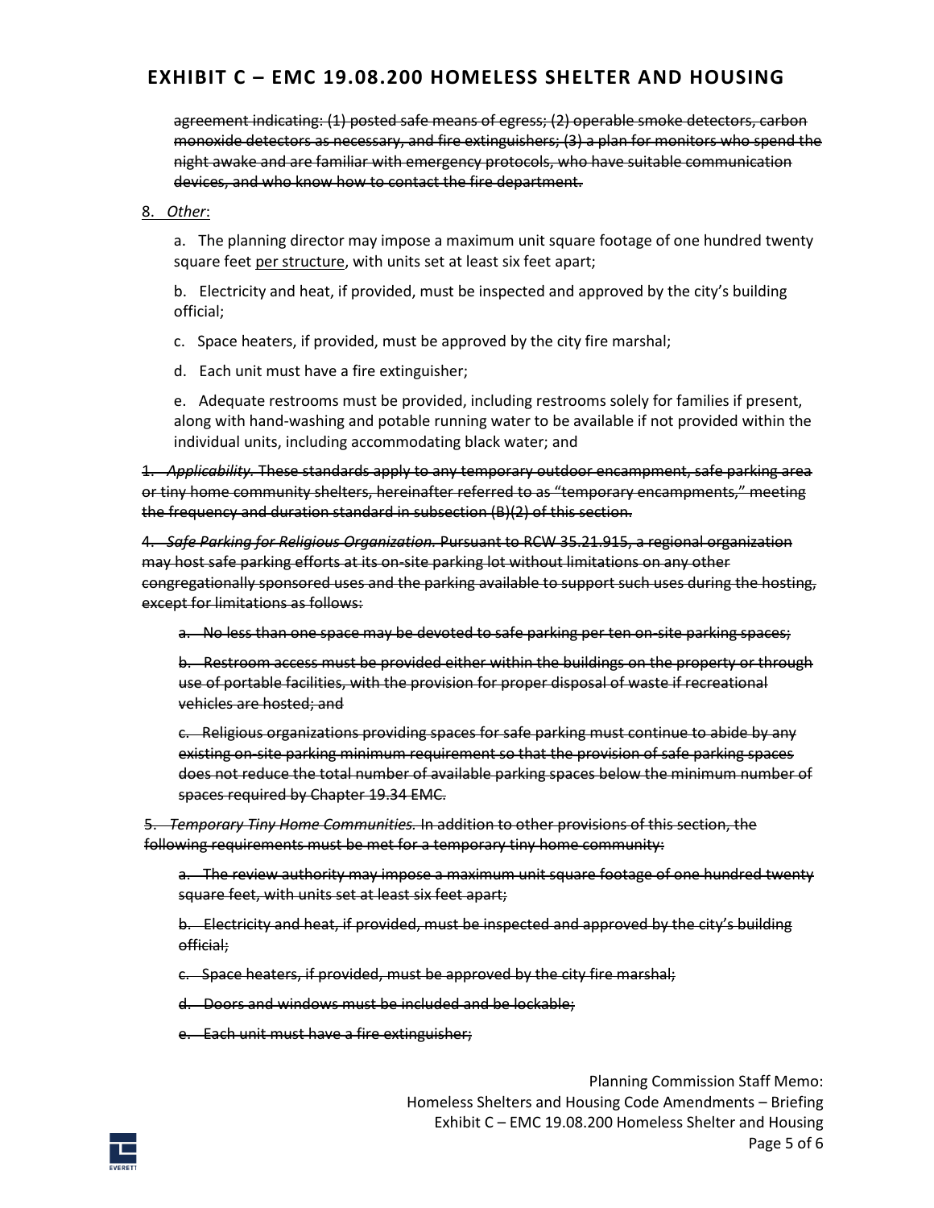# EXHIBIT C – EMC 19.08.200 HOMELESS SHELTER AND HOUSING

~~agreement indicating: (1) posted safe means of egress; (2) operable smoke detectors, carbon monoxide detectors as necessary, and fire extinguishers; (3) a plan for monitors who spend the night awake and are familiar with emergency protocols, who have suitable communication devices, and who know how to contact the fire department.~~

<u>8. *Other*:</u>

a. The planning director may impose a maximum unit square footage of one hundred twenty square feet <u>per structure</u>, with units set at least six feet apart;

b. Electricity and heat, if provided, must be inspected and approved by the city's building official;

c. Space heaters, if provided, must be approved by the city fire marshal;

d. Each unit must have a fire extinguisher;

e. Adequate restrooms must be provided, including restrooms solely for families if present, along with hand-washing and potable running water to be available if not provided within the individual units, including accommodating black water; and

~~1. *Applicability.* These standards apply to any temporary outdoor encampment, safe parking area or tiny home community shelters, hereinafter referred to as "temporary encampments," meeting the frequency and duration standard in subsection (B)(2) of this section.~~

~~4. *Safe Parking for Religious Organization.* Pursuant to RCW 35.21.915, a regional organization may host safe parking efforts at its on-site parking lot without limitations on any other congregationally sponsored uses and the parking available to support such uses during the hosting, except for limitations as follows:~~

~~a. No less than one space may be devoted to safe parking per ten on-site parking spaces;~~

~~b. Restroom access must be provided either within the buildings on the property or through use of portable facilities, with the provision for proper disposal of waste if recreational vehicles are hosted; and~~

~~c. Religious organizations providing spaces for safe parking must continue to abide by any existing on-site parking minimum requirement so that the provision of safe parking spaces does not reduce the total number of available parking spaces below the minimum number of spaces required by Chapter 19.34 EMC.~~

~~5. *Temporary Tiny Home Communities.* In addition to other provisions of this section, the following requirements must be met for a temporary tiny home community:~~

~~a. The review authority may impose a maximum unit square footage of one hundred twenty square feet, with units set at least six feet apart;~~

~~b. Electricity and heat, if provided, must be inspected and approved by the city's building official;~~

~~c. Space heaters, if provided, must be approved by the city fire marshal;~~

~~d. Doors and windows must be included and be lockable;~~

~~e. Each unit must have a fire extinguisher;~~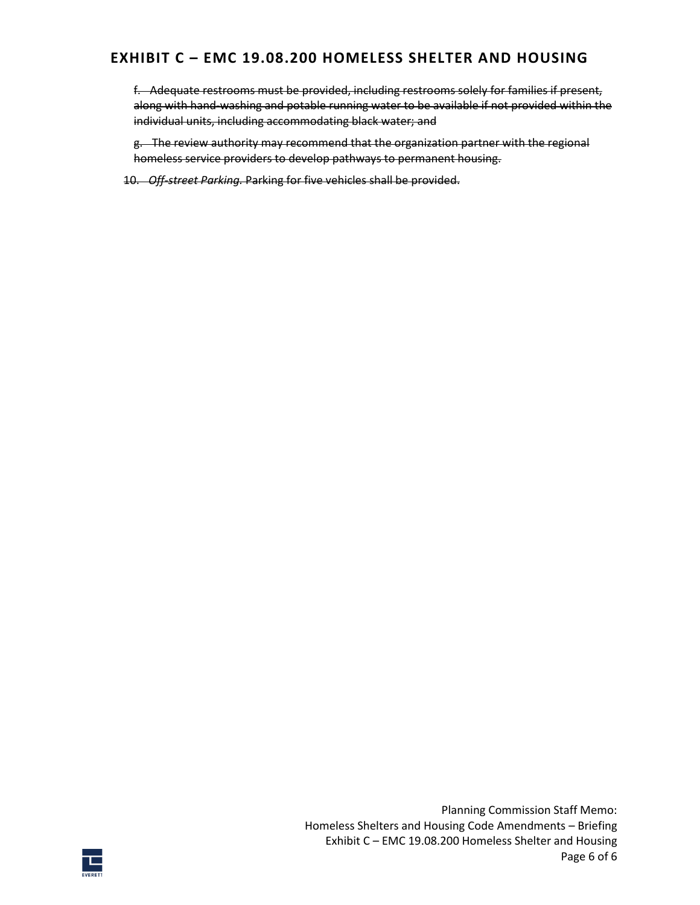# EXHIBIT C – EMC 19.08.200 HOMELESS SHELTER AND HOUSING

~~f. Adequate restrooms must be provided, including restrooms solely for families if present, along with hand-washing and potable running water to be available if not provided within the individual units, including accommodating black water; and~~

~~g. The review authority may recommend that the organization partner with the regional homeless service providers to develop pathways to permanent housing.~~

~~10. *Off-street Parking.* Parking for five vehicles shall be provided.~~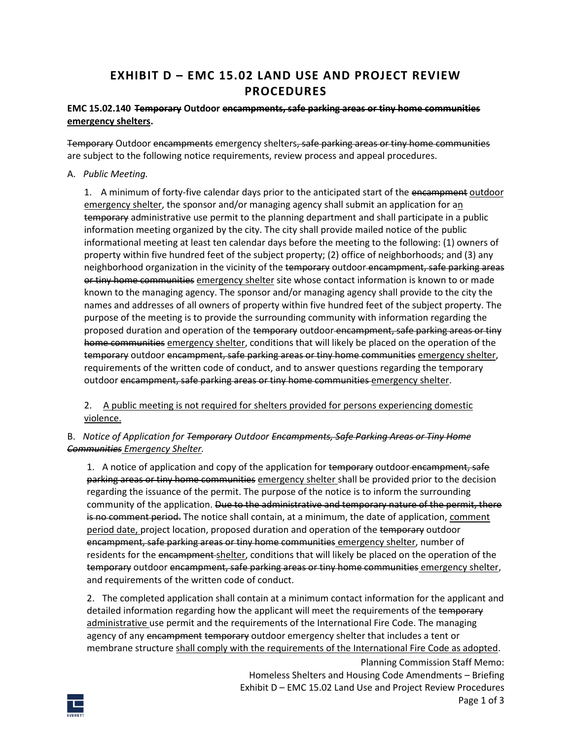# EXHIBIT D – EMC 15.02 LAND USE AND PROJECT REVIEW PROCEDURES

**EMC 15.02.140 ~~Temporary~~ Outdoor ~~encampments, safe parking areas or tiny home communities~~ <u>emergency shelters</u>.**

~~Temporary~~ Outdoor ~~encampments~~ emergency shelters~~, safe parking areas or tiny home communities~~ are subject to the following notice requirements, review process and appeal procedures.

A. *Public Meeting.*

1. A minimum of forty-five calendar days prior to the anticipated start of the ~~encampment~~ <u>outdoor emergency shelter</u>, the sponsor and/or managing agency shall submit an application for a<u>n</u> ~~temporary~~ administrative use permit to the planning department and shall participate in a public information meeting organized by the city. The city shall provide mailed notice of the public informational meeting at least ten calendar days before the meeting to the following: (1) owners of property within five hundred feet of the subject property; (2) office of neighborhoods; and (3) any neighborhood organization in the vicinity of the ~~temporary~~ outdoor ~~encampment, safe parking areas or tiny home communities~~ <u>emergency shelter</u> site whose contact information is known to or made known to the managing agency. The sponsor and/or managing agency shall provide to the city the names and addresses of all owners of property within five hundred feet of the subject property. The purpose of the meeting is to provide the surrounding community with information regarding the proposed duration and operation of the ~~temporary~~ outdoor ~~encampment, safe parking areas or tiny home communities~~ <u>emergency shelter</u>, conditions that will likely be placed on the operation of the ~~temporary~~ outdoor ~~encampment, safe parking areas or tiny home communities~~ <u>emergency shelter</u>, requirements of the written code of conduct, and to answer questions regarding the temporary outdoor ~~encampment, safe parking areas or tiny home communities~~ <u>emergency shelter</u>.

2. <u>A public meeting is not required for shelters provided for persons experiencing domestic violence.</u>

B. *Notice of Application for ~~Temporary~~ Outdoor ~~Encampments, Safe Parking Areas or Tiny Home Communities~~ <u>Emergency Shelter</u>.*

1. A notice of application and copy of the application for ~~temporary~~ outdoor ~~encampment, safe parking areas or tiny home communities~~ <u>emergency shelter</u> shall be provided prior to the decision regarding the issuance of the permit. The purpose of the notice is to inform the surrounding community of the application. ~~Due to the administrative and temporary nature of the permit, there is no comment period.~~ The notice shall contain, at a minimum, the date of application, <u>comment period date,</u> project location, proposed duration and operation of the ~~temporary~~ outdoor ~~encampment, safe parking areas or tiny home communities~~ <u>emergency shelter</u>, number of residents for the ~~encampment~~ <u>shelter</u>, conditions that will likely be placed on the operation of the ~~temporary~~ outdoor ~~encampment, safe parking areas or tiny home communities~~ <u>emergency shelter</u>, and requirements of the written code of conduct.

2. The completed application shall contain at a minimum contact information for the applicant and detailed information regarding how the applicant will meet the requirements of the ~~temporary~~ <u>administrative</u> use permit and the requirements of the International Fire Code. The managing agency of any ~~encampment~~ ~~temporary~~ outdoor emergency shelter that includes a tent or membrane structure <u>shall comply with the requirements of the International Fire Code as adopted</u>.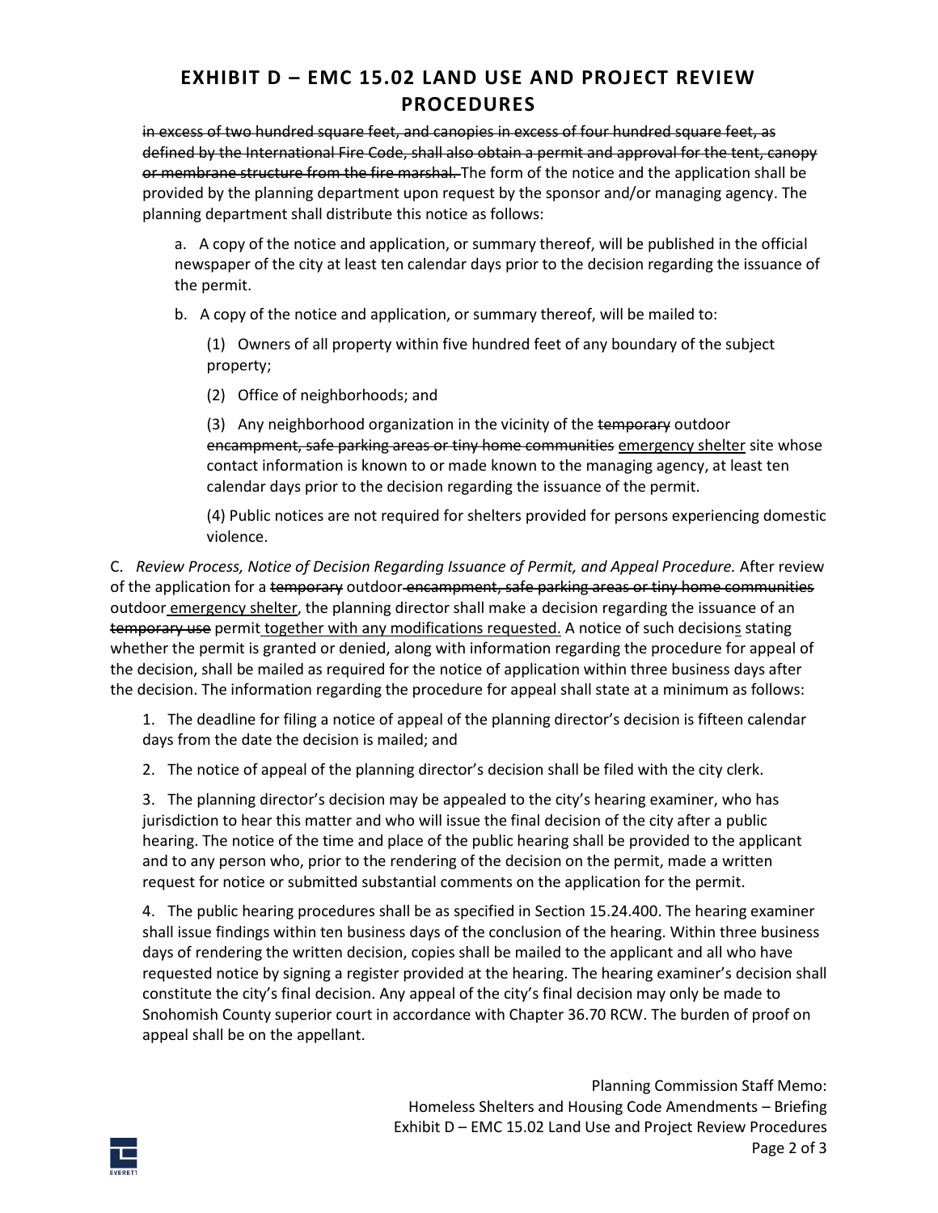# EXHIBIT D – EMC 15.02 LAND USE AND PROJECT REVIEW PROCEDURES

~~in excess of two hundred square feet, and canopies in excess of four hundred square feet, as defined by the International Fire Code, shall also obtain a permit and approval for the tent, canopy or membrane structure from the fire marshal.~~ The form of the notice and the application shall be provided by the planning department upon request by the sponsor and/or managing agency. The planning department shall distribute this notice as follows:

a. A copy of the notice and application, or summary thereof, will be published in the official newspaper of the city at least ten calendar days prior to the decision regarding the issuance of the permit.

b. A copy of the notice and application, or summary thereof, will be mailed to:

(1) Owners of all property within five hundred feet of any boundary of the subject property;

(2) Office of neighborhoods; and

(3) Any neighborhood organization in the vicinity of the ~~temporary~~ outdoor ~~encampment, safe parking areas or tiny home communities~~ <u>emergency shelter</u> site whose contact information is known to or made known to the managing agency, at least ten calendar days prior to the decision regarding the issuance of the permit.

(4) Public notices are not required for shelters provided for persons experiencing domestic violence.

C. *Review Process, Notice of Decision Regarding Issuance of Permit, and Appeal Procedure.* After review of the application for a ~~temporary~~ outdoor ~~encampment, safe parking areas or tiny home communities~~ <u>outdoor emergency shelter</u>, the planning director shall make a decision regarding the issuance of an ~~temporary use~~ permit <u>together with any modifications requested.</u> A notice of such decision<u>s</u> stating whether the permit is granted or denied, along with information regarding the procedure for appeal of the decision, shall be mailed as required for the notice of application within three business days after the decision. The information regarding the procedure for appeal shall state at a minimum as follows:

1. The deadline for filing a notice of appeal of the planning director's decision is fifteen calendar days from the date the decision is mailed; and

2. The notice of appeal of the planning director's decision shall be filed with the city clerk.

3. The planning director's decision may be appealed to the city's hearing examiner, who has jurisdiction to hear this matter and who will issue the final decision of the city after a public hearing. The notice of the time and place of the public hearing shall be provided to the applicant and to any person who, prior to the rendering of the decision on the permit, made a written request for notice or submitted substantial comments on the application for the permit.

4. The public hearing procedures shall be as specified in Section 15.24.400. The hearing examiner shall issue findings within ten business days of the conclusion of the hearing. Within three business days of rendering the written decision, copies shall be mailed to the applicant and all who have requested notice by signing a register provided at the hearing. The hearing examiner's decision shall constitute the city's final decision. Any appeal of the city's final decision may only be made to Snohomish County superior court in accordance with Chapter 36.70 RCW. The burden of proof on appeal shall be on the appellant.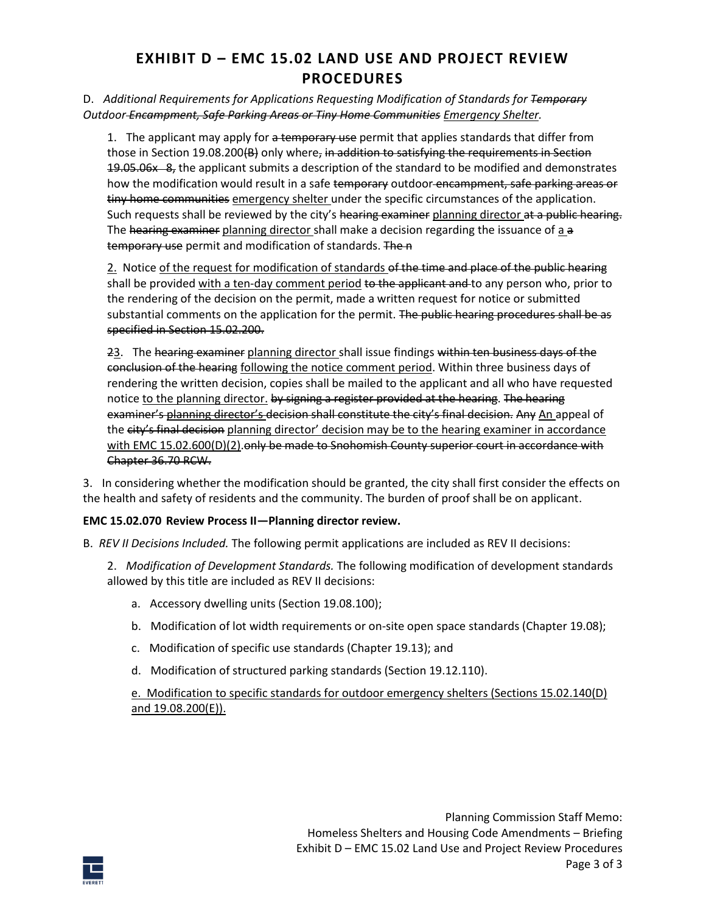# EXHIBIT D – EMC 15.02 LAND USE AND PROJECT REVIEW PROCEDURES

D. *Additional Requirements for Applications Requesting Modification of Standards for ~~Temporary~~ Outdoor ~~Encampment, Safe Parking Areas or Tiny Home Communities~~ <u>Emergency Shelter</u>.*

1. The applicant may apply for ~~a temporary use~~ permit that applies standards that differ from those in Section 19.08.200~~(B)~~ only where~~, in addition to satisfying the requirements in Section 19.05.06x 8,~~ the applicant submits a description of the standard to be modified and demonstrates how the modification would result in a safe ~~temporary~~ outdoor ~~encampment, safe parking areas or tiny home communities~~ <u>emergency shelter</u> under the specific circumstances of the application. Such requests shall be reviewed by the city's ~~hearing examiner~~ <u>planning director</u> ~~at a public hearing.~~ The ~~hearing examiner~~ <u>planning director</u> shall make a decision regarding the issuance of <u>a</u> ~~a temporary use~~ permit and modification of standards. ~~The n~~

<u>2.</u> Notice <u>of the request for modification of standards</u> ~~of the time and place of the public hearing~~ shall be provided <u>with a ten-day comment period</u> ~~to the applicant and~~ to any person who, prior to the rendering of the decision on the permit, made a written request for notice or submitted substantial comments on the application for the permit. ~~The public hearing procedures shall be as specified in Section 15.02.200.~~

~~2~~<u>3</u>. The ~~hearing examiner~~ <u>planning director</u> shall issue findings ~~within ten business days of the conclusion of the hearing~~ <u>following the notice comment period</u>. Within three business days of rendering the written decision, copies shall be mailed to the applicant and all who have requested notice <u>to the planning director.</u> ~~by signing a register provided at the hearing~~. ~~The hearing examiner's~~ ~~planning director's~~ ~~decision shall constitute the city's final decision.~~ ~~Any~~ <u>An</u> appeal of the ~~city's final decision~~ <u>planning director' decision may be to the hearing examiner in accordance with EMC 15.02.600(D)(2).</u>~~only be made to Snohomish County superior court in accordance with Chapter 36.70 RCW.~~

3. In considering whether the modification should be granted, the city shall first consider the effects on the health and safety of residents and the community. The burden of proof shall be on applicant.

**EMC 15.02.070 Review Process II—Planning director review.**

B. *REV II Decisions Included.* The following permit applications are included as REV II decisions:

2. *Modification of Development Standards.* The following modification of development standards allowed by this title are included as REV II decisions:

a. Accessory dwelling units (Section 19.08.100);

b. Modification of lot width requirements or on-site open space standards (Chapter 19.08);

c. Modification of specific use standards (Chapter 19.13); and

d. Modification of structured parking standards (Section 19.12.110).

<u>e. Modification to specific standards for outdoor emergency shelters (Sections 15.02.140(D) and 19.08.200(E)).</u>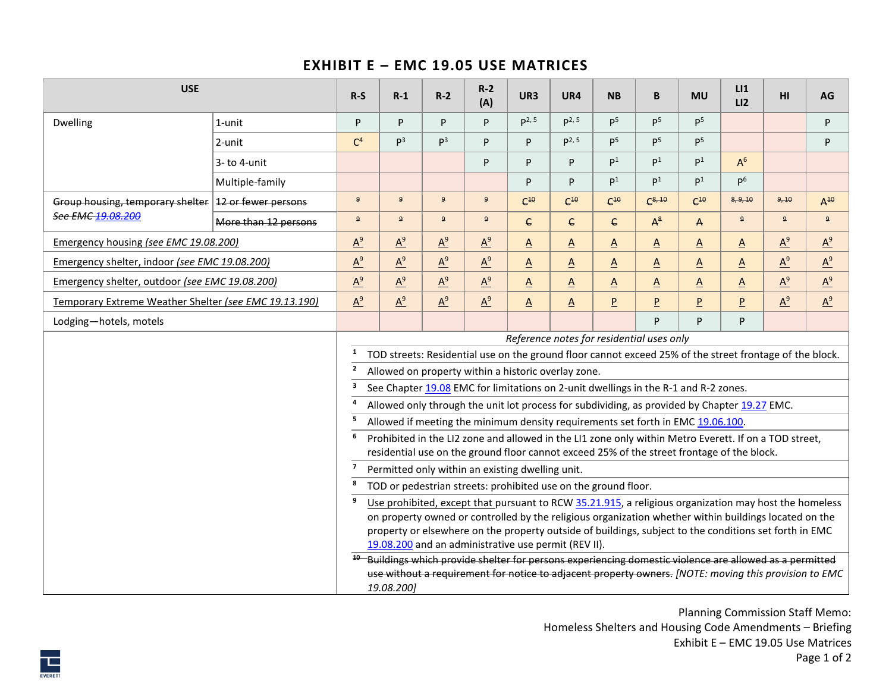# EXHIBIT E – EMC 19.05 USE MATRICES

| USE | | R-S | R-1 | R-2 | R-2 (A) | UR3 | UR4 | NB | B | MU | LI1 LI2 | HI | AG |
|---|---|---|---|---|---|---|---|---|---|---|---|---|---|
| Dwelling | 1-unit | P | P | P | P | P[2, 5] | P[2, 5] | P[5] | P[5] | P[5] | | | P |
| | 2-unit | C[4] | P[3] | P[3] | P | P | P[2, 5] | P[5] | P[5] | P[5] | | | P |
| | 3- to 4-unit | | | | P | P | P | P[1] | P[1] | P[1] | A[6] | | |
| | Multiple-family | | | | | P | P | P[1] | P[1] | P[1] | P[6] | | |
| ~~Group housing, temporary shelter See EMC 19.08.200~~ | ~~12 or fewer persons~~ | ~~9~~ | ~~9~~ | ~~9~~ | ~~9~~ | ~~C[10]~~ | ~~C[10]~~ | ~~C[10]~~ | ~~C[8, 10]~~ | ~~C[10]~~ | ~~8, 9, 10~~ | ~~9, 10~~ | ~~A[10]~~ |
| | ~~More than 12 persons~~ | ~~9~~ | ~~9~~ | ~~9~~ | ~~9~~ | ~~C~~ | ~~C~~ | ~~C~~ | ~~A[8]~~ | ~~A~~ | ~~9~~ | ~~9~~ | ~~9~~ |
| Emergency housing *(see EMC 19.08.200)* | | A[9] | A[9] | A[9] | A[9] | A | A | A | A | A | A | A[9] | A[9] |
| Emergency shelter, indoor *(see EMC 19.08.200)* | | A[9] | A[9] | A[9] | A[9] | A | A | A | A | A | A | A[9] | A[9] |
| Emergency shelter, outdoor *(see EMC 19.08.200)* | | A[9] | A[9] | A[9] | A[9] | A | A | A | A | A | A | A[9] | A[9] |
| Temporary Extreme Weather Shelter *(see EMC 19.13.190)* | | A[9] | A[9] | A[9] | A[9] | A | A | P | P | P | P | A[9] | A[9] |
| Lodging—hotels, motels | | | | | | | | | P | P | P | | |

*Reference notes for residential uses only*

1. TOD streets: Residential use on the ground floor cannot exceed 25% of the street frontage of the block.
2. Allowed on property within a historic overlay zone.
3. See Chapter 19.08 EMC for limitations on 2-unit dwellings in the R-1 and R-2 zones.
4. Allowed only through the unit lot process for subdividing, as provided by Chapter 19.27 EMC.
5. Allowed if meeting the minimum density requirements set forth in EMC 19.06.100.
6. Prohibited in the LI2 zone and allowed in the LI1 zone only within Metro Everett. If on a TOD street, residential use on the ground floor cannot exceed 25% of the street frontage of the block.
7. Permitted only within an existing dwelling unit.
8. TOD or pedestrian streets: prohibited use on the ground floor.
9. Use prohibited, except that pursuant to RCW 35.21.915, a religious organization may host the homeless on property owned or controlled by the religious organization whether within buildings located on the property or elsewhere on the property outside of buildings, subject to the conditions set forth in EMC 19.08.200 and an administrative use permit (REV II).
10. ~~Buildings which provide shelter for persons experiencing domestic violence are allowed as a permitted use without a requirement for notice to adjacent property owners.~~ *[NOTE: moving this provision to EMC 19.08.200]*

Planning Commission Staff Memo:
Homeless Shelters and Housing Code Amendments – Briefing
Exhibit E – EMC 19.05 Use Matrices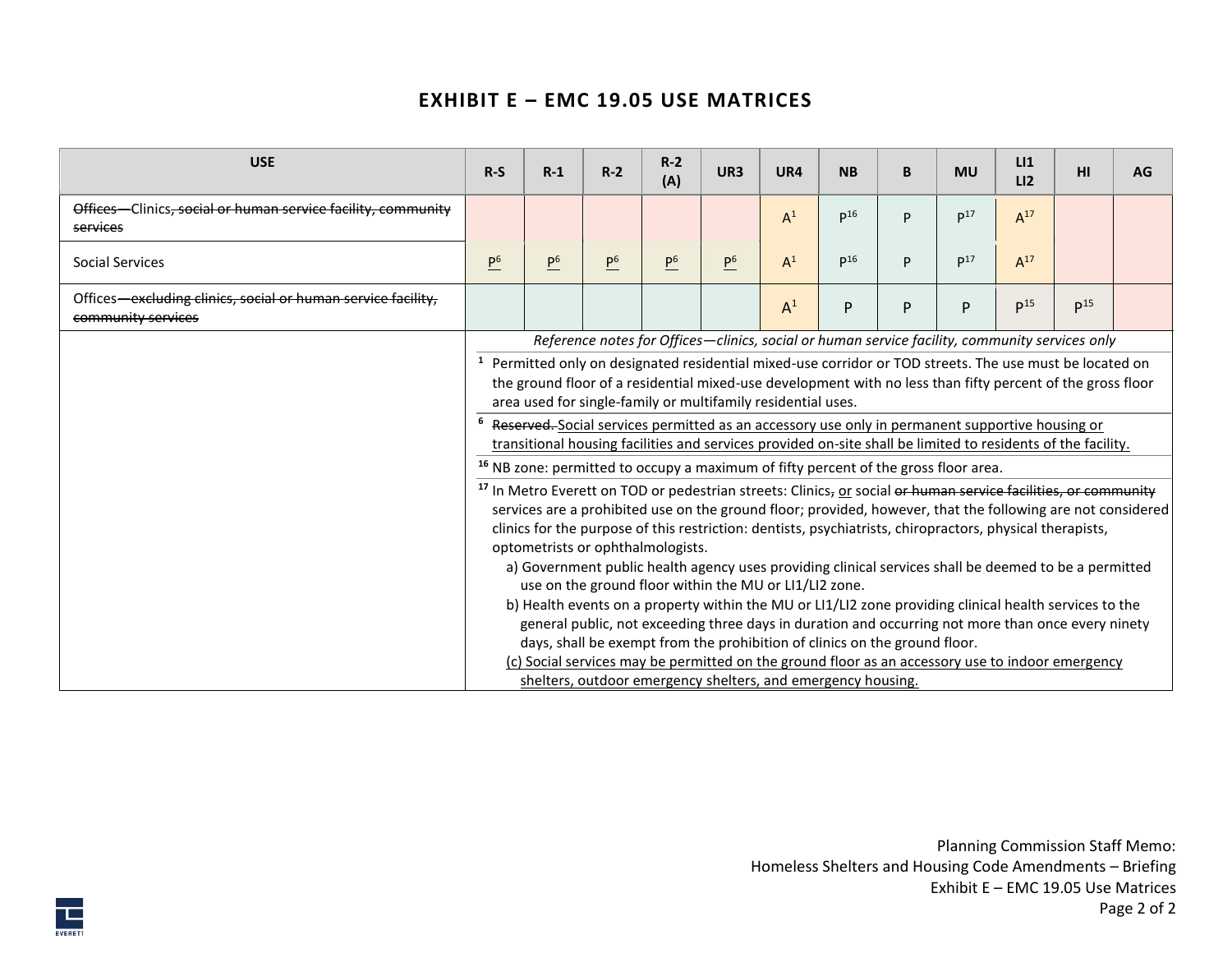# EXHIBIT E – EMC 19.05 USE MATRICES

| USE | R-S | R-1 | R-2 | R-2 (A) | UR3 | UR4 | NB | B | MU | LI1 LI2 | HI | AG |
|---|---|---|---|---|---|---|---|---|---|---|---|---|
| ~~Offices—~~Clinics~~, social or human service facility, community services~~ | | | | | | A[1] | P[16] | P | P[17] | A[17] | | |
| Social Services | <u>P[6]</u> | <u>P[6]</u> | <u>P[6]</u> | <u>P[6]</u> | <u>P[6]</u> | A[1] | P[16] | P | P[17] | A[17] | | |
| Offices~~—excluding clinics, social or human service facility, community services~~ | | | | | | A[1] | P | P | P | P[15] | P[15] | |

*Reference notes for Offices—clinics, social or human service facility, community services only*

[1] Permitted only on designated residential mixed-use corridor or TOD streets. The use must be located on the ground floor of a residential mixed-use development with no less than fifty percent of the gross floor area used for single-family or multifamily residential uses.

[6] ~~Reserved.~~ <u>Social services permitted as an accessory use only in permanent supportive housing or transitional housing facilities and services provided on-site shall be limited to residents of the facility.</u>

[16] NB zone: permitted to occupy a maximum of fifty percent of the gross floor area.

[17] In Metro Everett on TOD or pedestrian streets: Clinics~~,~~ <u>or</u> social ~~or human service facilities, or community~~ services are a prohibited use on the ground floor; provided, however, that the following are not considered clinics for the purpose of this restriction: dentists, psychiatrists, chiropractors, physical therapists, optometrists or ophthalmologists.

a) Government public health agency uses providing clinical services shall be deemed to be a permitted use on the ground floor within the MU or LI1/LI2 zone.

b) Health events on a property within the MU or LI1/LI2 zone providing clinical health services to the general public, not exceeding three days in duration and occurring not more than once every ninety days, shall be exempt from the prohibition of clinics on the ground floor.

<u>(c) Social services may be permitted on the ground floor as an accessory use to indoor emergency shelters, outdoor emergency shelters, and emergency housing.</u>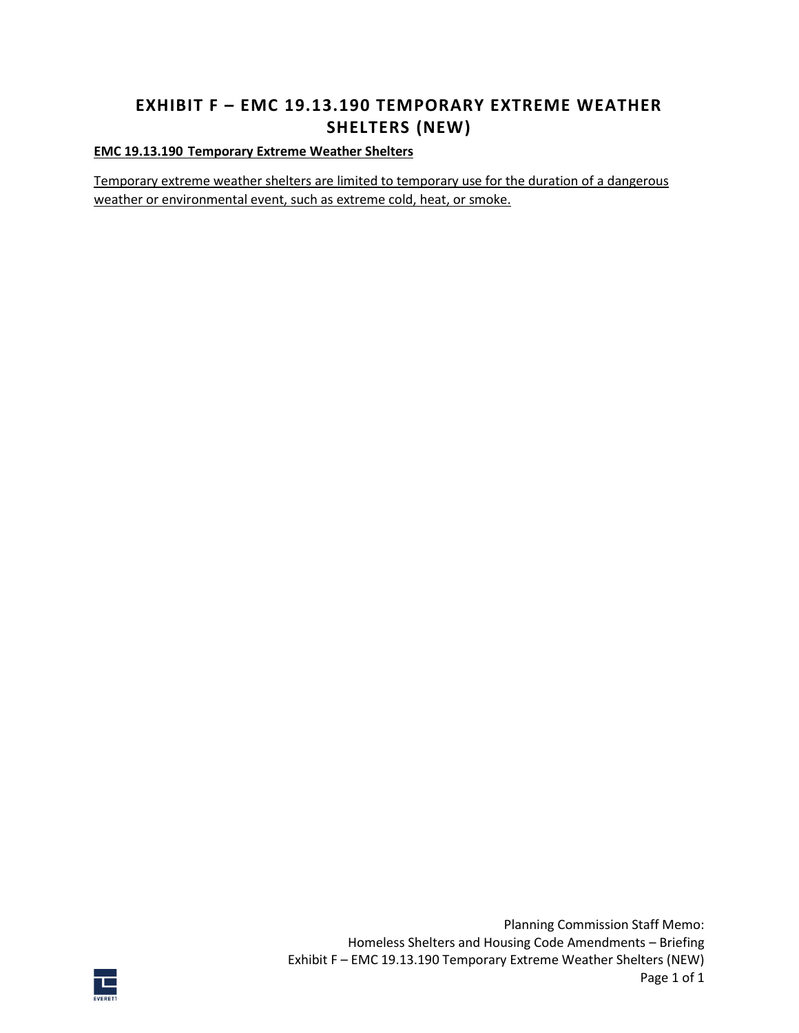# EXHIBIT F – EMC 19.13.190 TEMPORARY EXTREME WEATHER SHELTERS (NEW)

<u>**EMC 19.13.190 Temporary Extreme Weather Shelters**</u>

<u>Temporary extreme weather shelters are limited to temporary use for the duration of a dangerous weather or environmental event, such as extreme cold, heat, or smoke.</u>